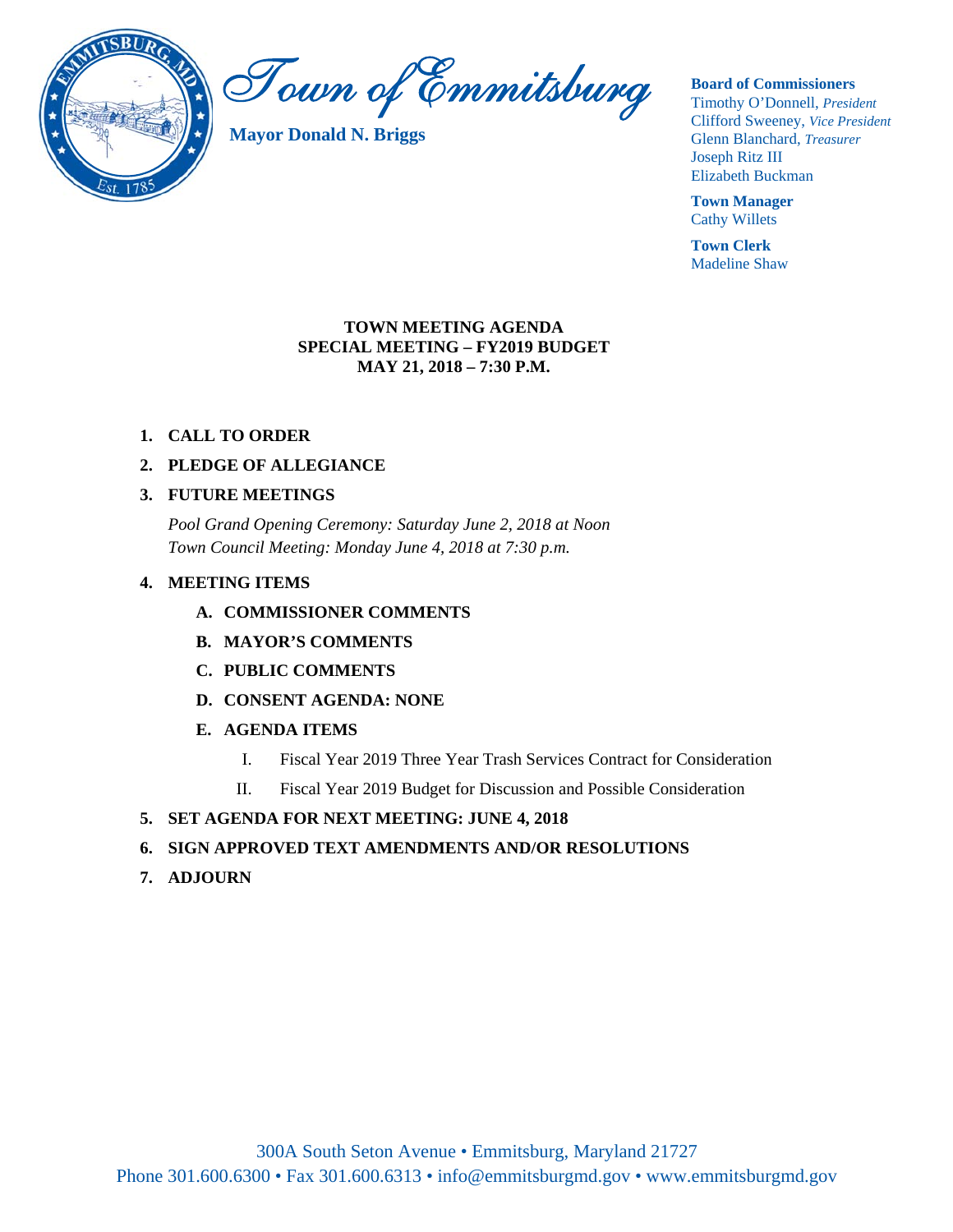# Town of Emmitsburg

**Mayor Donald N. Briggs**

**Board of Commissioners**
Timothy O'Donnell, *President*
Clifford Sweeney, *Vice President*
Glenn Blanchard, *Treasurer*
Joseph Ritz III
Elizabeth Buckman

**Town Manager**
Cathy Willets

**Town Clerk**
Madeline Shaw

**TOWN MEETING AGENDA**
**SPECIAL MEETING – FY2019 BUDGET**
**MAY 21, 2018 – 7:30 P.M.**

1. **CALL TO ORDER**
2. **PLEDGE OF ALLEGIANCE**
3. **FUTURE MEETINGS**

   *Pool Grand Opening Ceremony: Saturday June 2, 2018 at Noon*
   *Town Council Meeting: Monday June 4, 2018 at 7:30 p.m.*

4. **MEETING ITEMS**
   - **A. COMMISSIONER COMMENTS**
   - **B. MAYOR'S COMMENTS**
   - **C. PUBLIC COMMENTS**
   - **D. CONSENT AGENDA: NONE**
   - **E. AGENDA ITEMS**
     - I. Fiscal Year 2019 Three Year Trash Services Contract for Consideration
     - II. Fiscal Year 2019 Budget for Discussion and Possible Consideration
5. **SET AGENDA FOR NEXT MEETING: JUNE 4, 2018**
6. **SIGN APPROVED TEXT AMENDMENTS AND/OR RESOLUTIONS**
7. **ADJOURN**

300A South Seton Avenue • Emmitsburg, Maryland 21727
Phone 301.600.6300 • Fax 301.600.6313 • info@emmitsburgmd.gov • www.emmitsburgmd.gov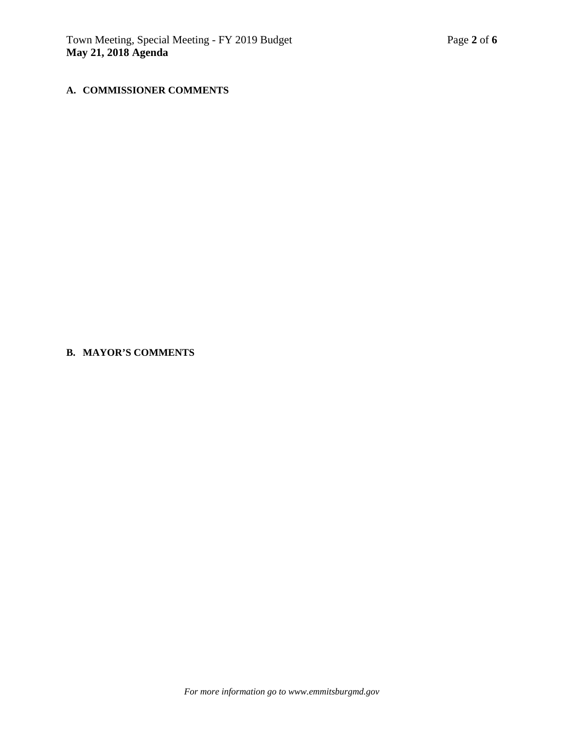### A. COMMISSIONER COMMENTS

### B. MAYOR'S COMMENTS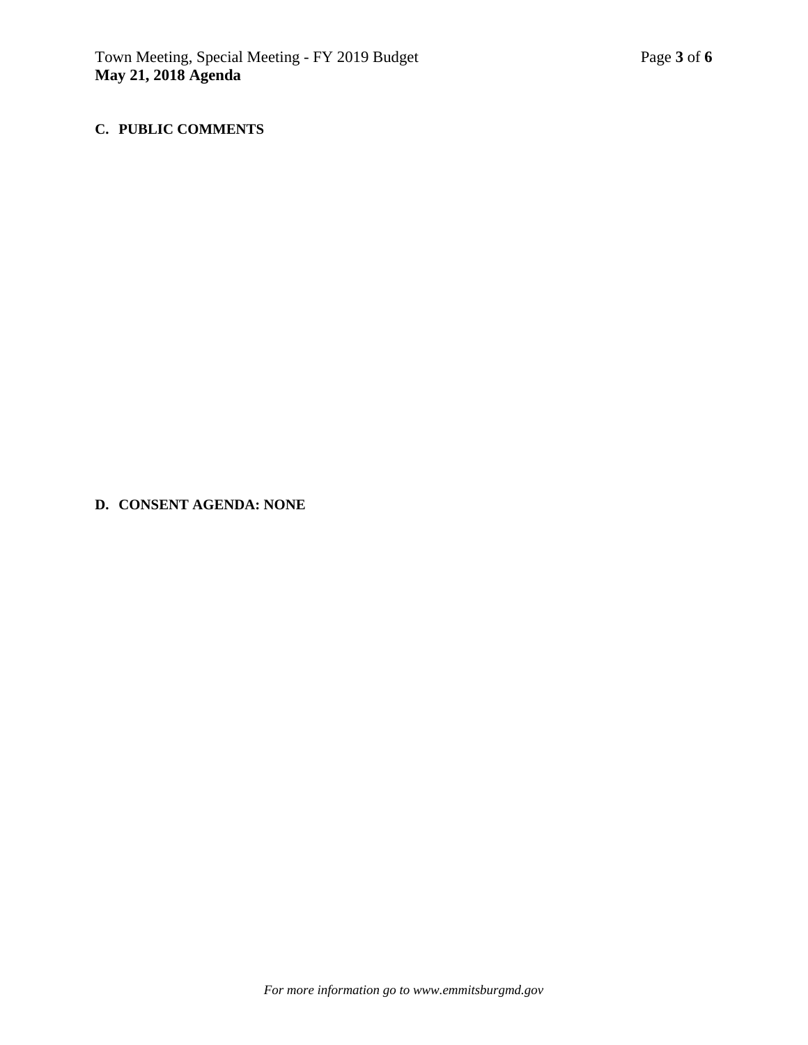**C. PUBLIC COMMENTS**

**D. CONSENT AGENDA: NONE**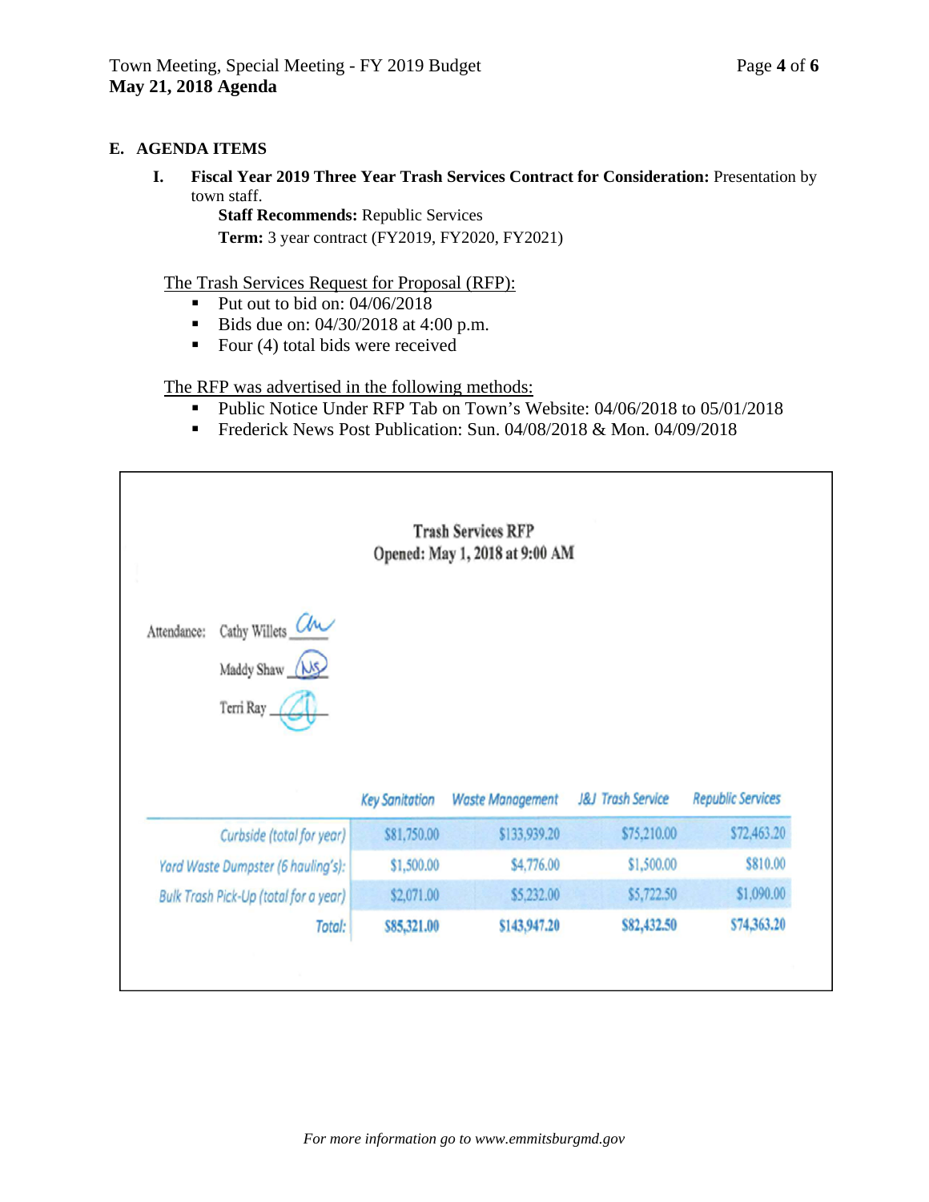## E. AGENDA ITEMS

**I. Fiscal Year 2019 Three Year Trash Services Contract for Consideration:** Presentation by town staff.

**Staff Recommends:** Republic Services

**Term:** 3 year contract (FY2019, FY2020, FY2021)

The Trash Services Request for Proposal (RFP):

- Put out to bid on: 04/06/2018
- Bids due on: 04/30/2018 at 4:00 p.m.
- Four (4) total bids were received

The RFP was advertised in the following methods:

- Public Notice Under RFP Tab on Town's Website: 04/06/2018 to 05/01/2018
- Frederick News Post Publication: Sun. 04/08/2018 & Mon. 04/09/2018

**Trash Services RFP**
**Opened: May 1, 2018 at 9:00 AM**

Attendance: Cathy Willets ___
Maddy Shaw ___
Terri Ray ___

| | Key Sanitation | Waste Management | J&J Trash Service | Republic Services |
|---|---|---|---|---|
| Curbside (total for year) | $81,750.00 | $133,939.20 | $75,210.00 | $72,463.20 |
| Yard Waste Dumpster (6 hauling's): | $1,500.00 | $4,776.00 | $1,500.00 | $810.00 |
| Bulk Trash Pick-Up (total for a year) | $2,071.00 | $5,232.00 | $5,722.50 | $1,090.00 |
| Total: | $85,321.00 | $143,947.20 | $82,432.50 | $74,363.20 |

*For more information go to www.emmitsburgmd.gov*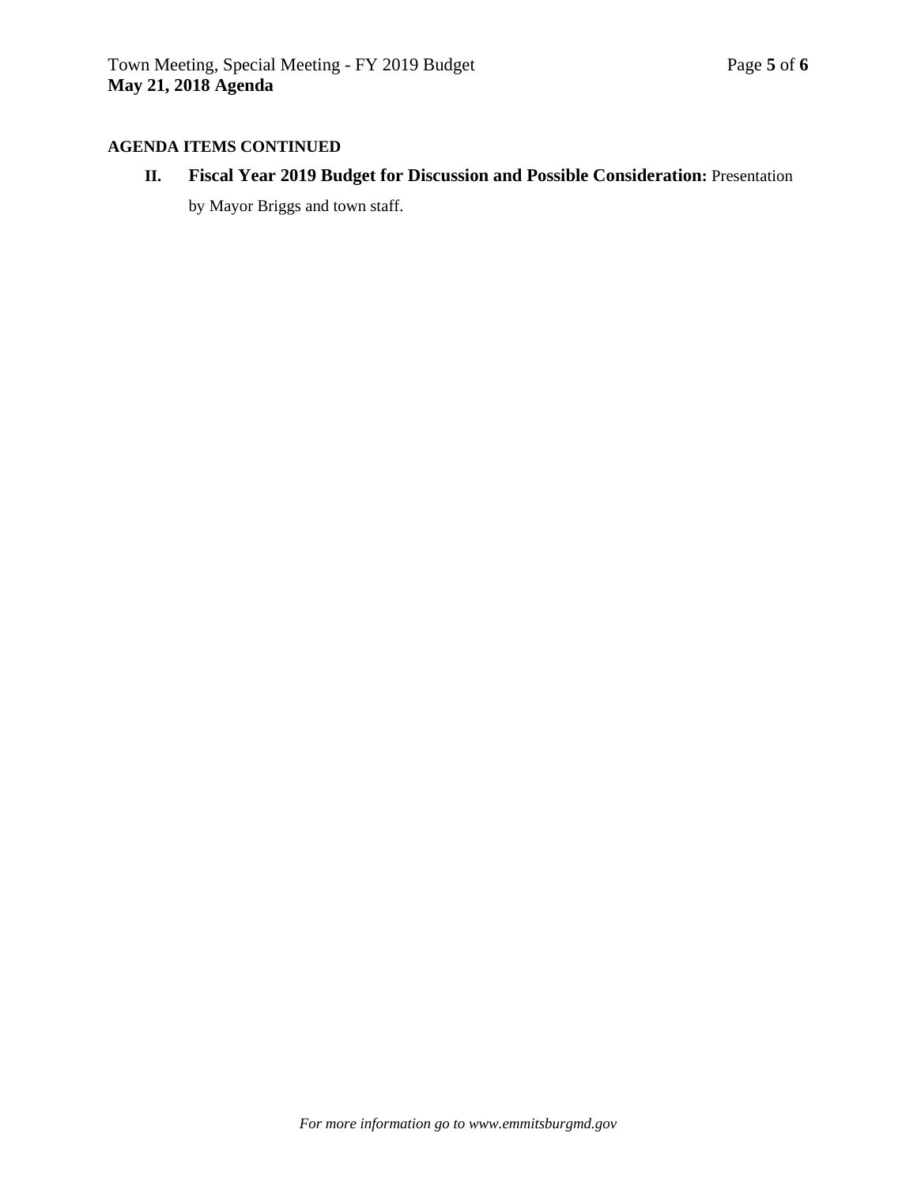**AGENDA ITEMS CONTINUED**

**II. Fiscal Year 2019 Budget for Discussion and Possible Consideration:** Presentation by Mayor Briggs and town staff.

*For more information go to www.emmitsburgmd.gov*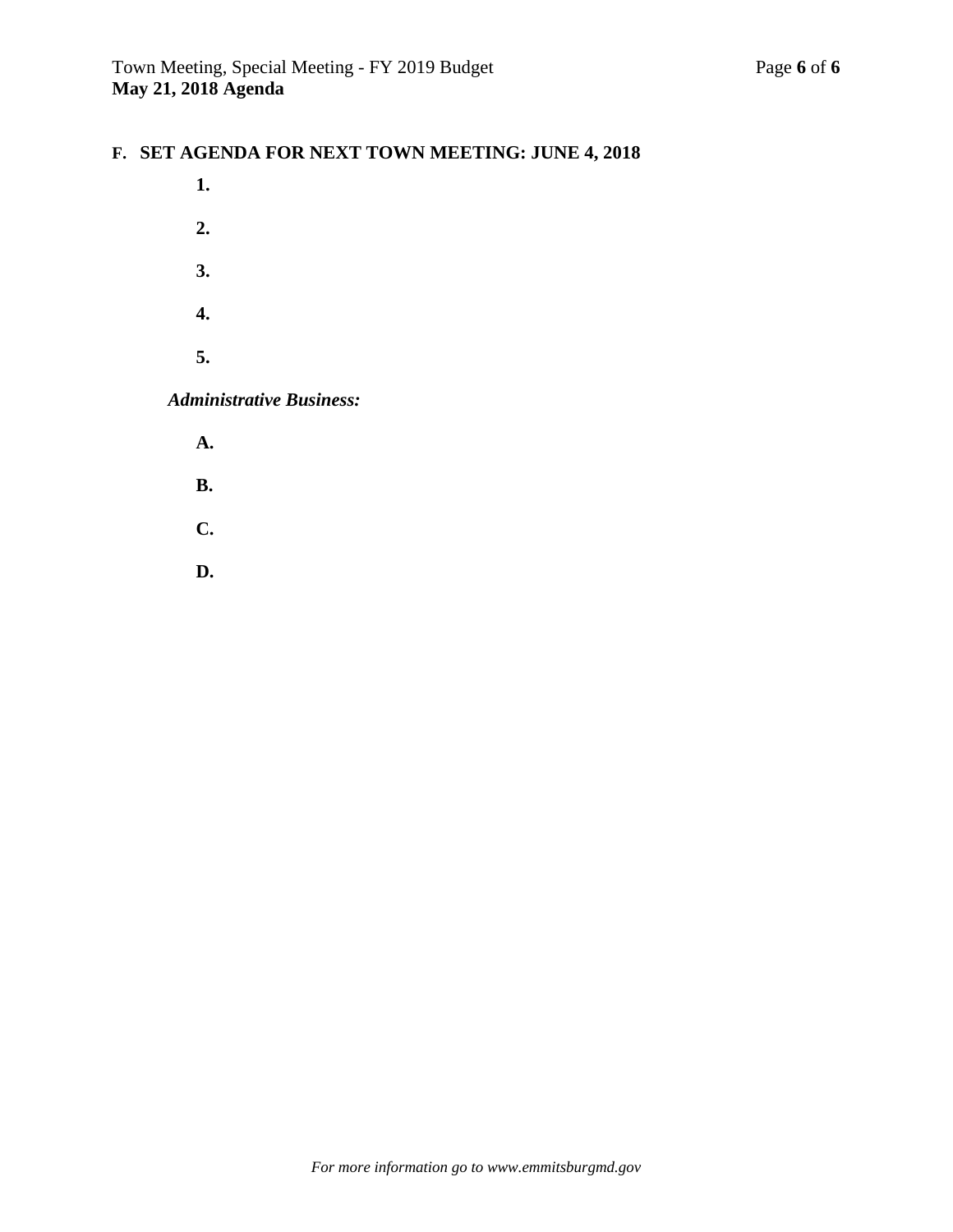### F. SET AGENDA FOR NEXT TOWN MEETING: JUNE 4, 2018

**1.**

**2.**

**3.**

**4.**

**5.**

***Administrative Business:***

**A.**

**B.**

**C.**

**D.**

*For more information go to www.emmitsburgmd.gov*